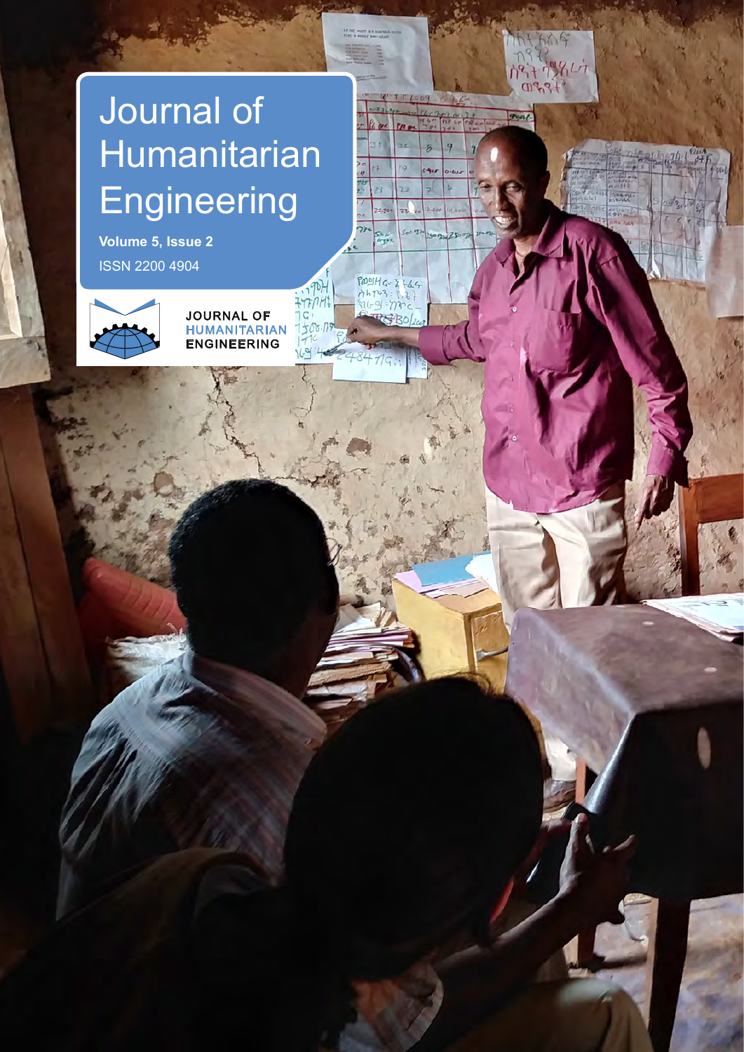# Journal of Humanitarian Engineering

**Volume 5, Issue 2**

ISSN 2200 4904

JOURNAL OF HUMANITARIAN ENGINEERING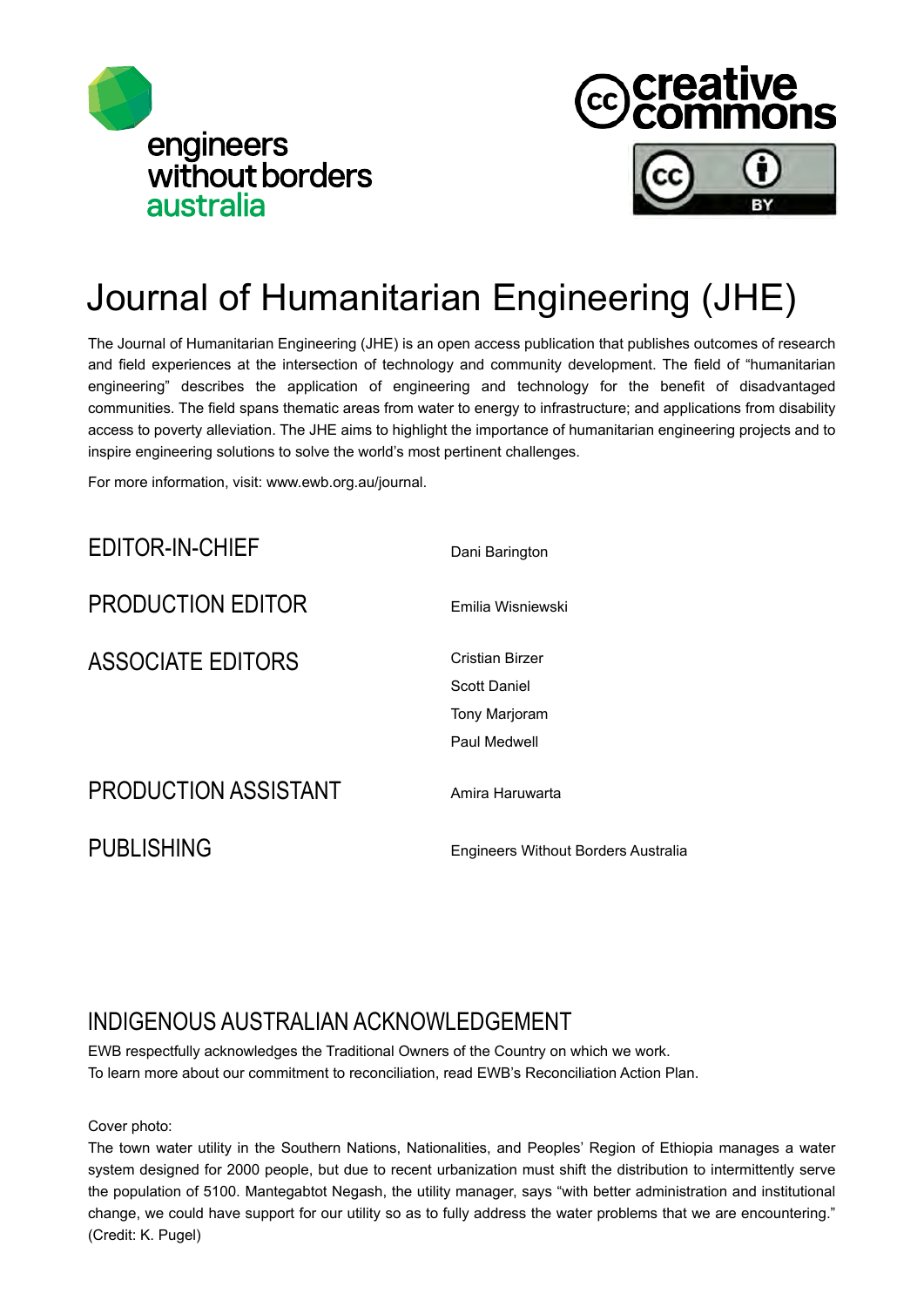engineers without borders australia

creative commons

# Journal of Humanitarian Engineering (JHE)

The Journal of Humanitarian Engineering (JHE) is an open access publication that publishes outcomes of research and field experiences at the intersection of technology and community development. The field of "humanitarian engineering" describes the application of engineering and technology for the benefit of disadvantaged communities. The field spans thematic areas from water to energy to infrastructure; and applications from disability access to poverty alleviation. The JHE aims to highlight the importance of humanitarian engineering projects and to inspire engineering solutions to solve the world's most pertinent challenges.

For more information, visit: www.ewb.org.au/journal.

| | |
|---|---|
| EDITOR-IN-CHIEF | Dani Barington |
| PRODUCTION EDITOR | Emilia Wisniewski |
| ASSOCIATE EDITORS | Cristian Birzer<br>Scott Daniel<br>Tony Marjoram<br>Paul Medwell |
| PRODUCTION ASSISTANT | Amira Haruwarta |
| PUBLISHING | Engineers Without Borders Australia |

## INDIGENOUS AUSTRALIAN ACKNOWLEDGEMENT

EWB respectfully acknowledges the Traditional Owners of the Country on which we work.
To learn more about our commitment to reconciliation, read EWB's Reconciliation Action Plan.

Cover photo:
The town water utility in the Southern Nations, Nationalities, and Peoples' Region of Ethiopia manages a water system designed for 2000 people, but due to recent urbanization must shift the distribution to intermittently serve the population of 5100. Mantegabtot Negash, the utility manager, says "with better administration and institutional change, we could have support for our utility so as to fully address the water problems that we are encountering." (Credit: K. Pugel)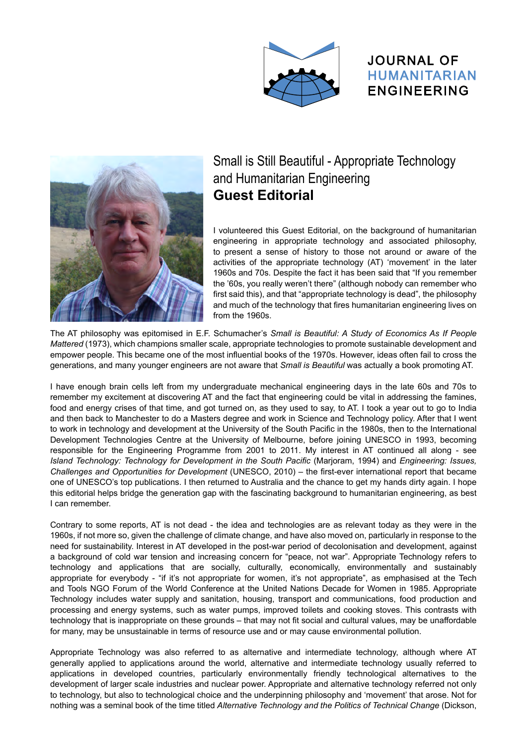# Small is Still Beautiful - Appropriate Technology and Humanitarian Engineering

## Guest Editorial

I volunteered this Guest Editorial, on the background of humanitarian engineering in appropriate technology and associated philosophy, to present a sense of history to those not around or aware of the activities of the appropriate technology (AT) 'movement' in the later 1960s and 70s. Despite the fact it has been said that "If you remember the '60s, you really weren't there" (although nobody can remember who first said this), and that "appropriate technology is dead", the philosophy and much of the technology that fires humanitarian engineering lives on from the 1960s.

The AT philosophy was epitomised in E.F. Schumacher's *Small is Beautiful: A Study of Economics As If People Mattered* (1973), which champions smaller scale, appropriate technologies to promote sustainable development and empower people. This became one of the most influential books of the 1970s. However, ideas often fail to cross the generations, and many younger engineers are not aware that *Small is Beautiful* was actually a book promoting AT.

I have enough brain cells left from my undergraduate mechanical engineering days in the late 60s and 70s to remember my excitement at discovering AT and the fact that engineering could be vital in addressing the famines, food and energy crises of that time, and got turned on, as they used to say, to AT. I took a year out to go to India and then back to Manchester to do a Masters degree and work in Science and Technology policy. After that I went to work in technology and development at the University of the South Pacific in the 1980s, then to the International Development Technologies Centre at the University of Melbourne, before joining UNESCO in 1993, becoming responsible for the Engineering Programme from 2001 to 2011. My interest in AT continued all along - see *Island Technology: Technology for Development in the South Pacific* (Marjoram, 1994) and *Engineering: Issues, Challenges and Opportunities for Development* (UNESCO, 2010) – the first-ever international report that became one of UNESCO's top publications. I then returned to Australia and the chance to get my hands dirty again. I hope this editorial helps bridge the generation gap with the fascinating background to humanitarian engineering, as best I can remember.

Contrary to some reports, AT is not dead - the idea and technologies are as relevant today as they were in the 1960s, if not more so, given the challenge of climate change, and have also moved on, particularly in response to the need for sustainability. Interest in AT developed in the post-war period of decolonisation and development, against a background of cold war tension and increasing concern for "peace, not war". Appropriate Technology refers to technology and applications that are socially, culturally, economically, environmentally and sustainably appropriate for everybody - "if it's not appropriate for women, it's not appropriate", as emphasised at the Tech and Tools NGO Forum of the World Conference at the United Nations Decade for Women in 1985. Appropriate Technology includes water supply and sanitation, housing, transport and communications, food production and processing and energy systems, such as water pumps, improved toilets and cooking stoves. This contrasts with technology that is inappropriate on these grounds – that may not fit social and cultural values, may be unaffordable for many, may be unsustainable in terms of resource use and or may cause environmental pollution.

Appropriate Technology was also referred to as alternative and intermediate technology, although where AT generally applied to applications around the world, alternative and intermediate technology usually referred to applications in developed countries, particularly environmentally friendly technological alternatives to the development of larger scale industries and nuclear power. Appropriate and alternative technology referred not only to technology, but also to technological choice and the underpinning philosophy and 'movement' that arose. Not for nothing was a seminal book of the time titled *Alternative Technology and the Politics of Technical Change* (Dickson,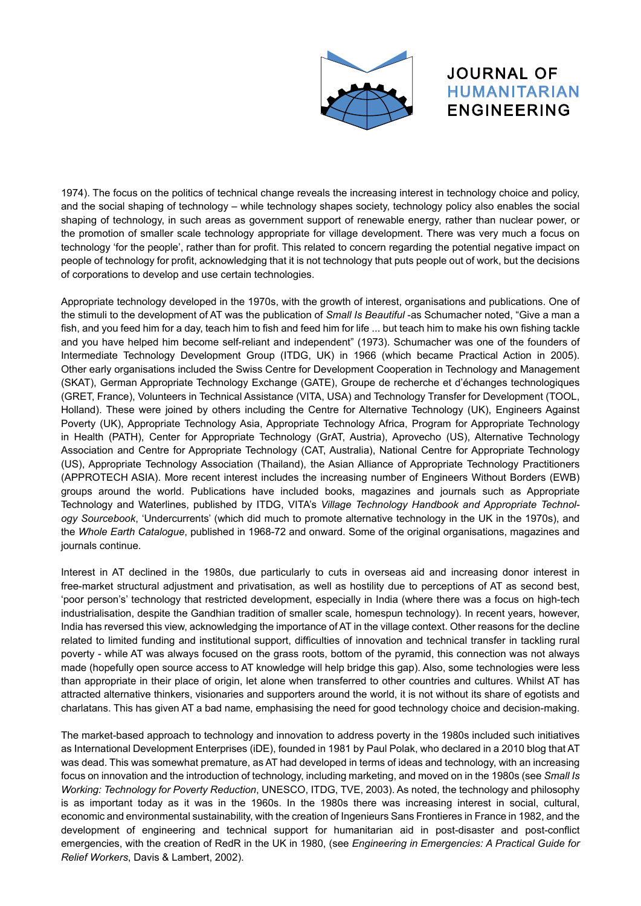1974). The focus on the politics of technical change reveals the increasing interest in technology choice and policy, and the social shaping of technology – while technology shapes society, technology policy also enables the social shaping of technology, in such areas as government support of renewable energy, rather than nuclear power, or the promotion of smaller scale technology appropriate for village development. There was very much a focus on technology 'for the people', rather than for profit. This related to concern regarding the potential negative impact on people of technology for profit, acknowledging that it is not technology that puts people out of work, but the decisions of corporations to develop and use certain technologies.

Appropriate technology developed in the 1970s, with the growth of interest, organisations and publications. One of the stimuli to the development of AT was the publication of *Small Is Beautiful* -as Schumacher noted, "Give a man a fish, and you feed him for a day, teach him to fish and feed him for life ... but teach him to make his own fishing tackle and you have helped him become self-reliant and independent" (1973). Schumacher was one of the founders of Intermediate Technology Development Group (ITDG, UK) in 1966 (which became Practical Action in 2005). Other early organisations included the Swiss Centre for Development Cooperation in Technology and Management (SKAT), German Appropriate Technology Exchange (GATE), Groupe de recherche et d'échanges technologiques (GRET, France), Volunteers in Technical Assistance (VITA, USA) and Technology Transfer for Development (TOOL, Holland). These were joined by others including the Centre for Alternative Technology (UK), Engineers Against Poverty (UK), Appropriate Technology Asia, Appropriate Technology Africa, Program for Appropriate Technology in Health (PATH), Center for Appropriate Technology (GrAT, Austria), Aprovecho (US), Alternative Technology Association and Centre for Appropriate Technology (CAT, Australia), National Centre for Appropriate Technology (US), Appropriate Technology Association (Thailand), the Asian Alliance of Appropriate Technology Practitioners (APPROTECH ASIA). More recent interest includes the increasing number of Engineers Without Borders (EWB) groups around the world. Publications have included books, magazines and journals such as Appropriate Technology and Waterlines, published by ITDG, VITA's *Village Technology Handbook and Appropriate Technology Sourcebook*, 'Undercurrents' (which did much to promote alternative technology in the UK in the 1970s), and the *Whole Earth Catalogue*, published in 1968-72 and onward. Some of the original organisations, magazines and journals continue.

Interest in AT declined in the 1980s, due particularly to cuts in overseas aid and increasing donor interest in free-market structural adjustment and privatisation, as well as hostility due to perceptions of AT as second best, 'poor person's' technology that restricted development, especially in India (where there was a focus on high-tech industrialisation, despite the Gandhian tradition of smaller scale, homespun technology). In recent years, however, India has reversed this view, acknowledging the importance of AT in the village context. Other reasons for the decline related to limited funding and institutional support, difficulties of innovation and technical transfer in tackling rural poverty - while AT was always focused on the grass roots, bottom of the pyramid, this connection was not always made (hopefully open source access to AT knowledge will help bridge this gap). Also, some technologies were less than appropriate in their place of origin, let alone when transferred to other countries and cultures. Whilst AT has attracted alternative thinkers, visionaries and supporters around the world, it is not without its share of egotists and charlatans. This has given AT a bad name, emphasising the need for good technology choice and decision-making.

The market-based approach to technology and innovation to address poverty in the 1980s included such initiatives as International Development Enterprises (iDE), founded in 1981 by Paul Polak, who declared in a 2010 blog that AT was dead. This was somewhat premature, as AT had developed in terms of ideas and technology, with an increasing focus on innovation and the introduction of technology, including marketing, and moved on in the 1980s (see *Small Is Working: Technology for Poverty Reduction*, UNESCO, ITDG, TVE, 2003). As noted, the technology and philosophy is as important today as it was in the 1960s. In the 1980s there was increasing interest in social, cultural, economic and environmental sustainability, with the creation of Ingenieurs Sans Frontieres in France in 1982, and the development of engineering and technical support for humanitarian aid in post-disaster and post-conflict emergencies, with the creation of RedR in the UK in 1980, (see *Engineering in Emergencies: A Practical Guide for Relief Workers*, Davis & Lambert, 2002).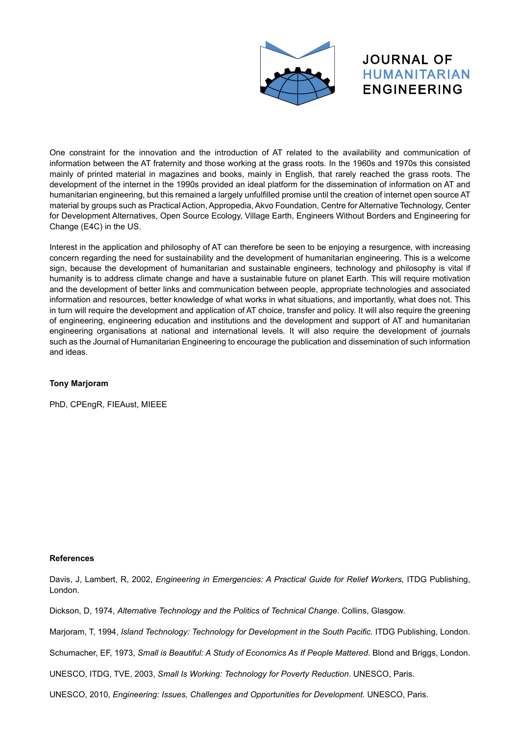One constraint for the innovation and the introduction of AT related to the availability and communication of information between the AT fraternity and those working at the grass roots. In the 1960s and 1970s this consisted mainly of printed material in magazines and books, mainly in English, that rarely reached the grass roots. The development of the internet in the 1990s provided an ideal platform for the dissemination of information on AT and humanitarian engineering, but this remained a largely unfulfilled promise until the creation of internet open source AT material by groups such as Practical Action, Appropedia, Akvo Foundation, Centre for Alternative Technology, Center for Development Alternatives, Open Source Ecology, Village Earth, Engineers Without Borders and Engineering for Change (E4C) in the US.

Interest in the application and philosophy of AT can therefore be seen to be enjoying a resurgence, with increasing concern regarding the need for sustainability and the development of humanitarian engineering. This is a welcome sign, because the development of humanitarian and sustainable engineers, technology and philosophy is vital if humanity is to address climate change and have a sustainable future on planet Earth. This will require motivation and the development of better links and communication between people, appropriate technologies and associated information and resources, better knowledge of what works in what situations, and importantly, what does not. This in turn will require the development and application of AT choice, transfer and policy. It will also require the greening of engineering, engineering education and institutions and the development and support of AT and humanitarian engineering organisations at national and international levels. It will also require the development of journals such as the Journal of Humanitarian Engineering to encourage the publication and dissemination of such information and ideas.

**Tony Marjoram**

PhD, CPEngR, FIEAust, MIEEE

**References**

Davis, J, Lambert, R, 2002, *Engineering in Emergencies: A Practical Guide for Relief Workers*, ITDG Publishing, London.

Dickson, D, 1974, *Alternative Technology and the Politics of Technical Change*. Collins, Glasgow.

Marjoram, T, 1994, *Island Technology: Technology for Development in the South Pacific.* ITDG Publishing, London.

Schumacher, EF, 1973, *Small is Beautiful: A Study of Economics As If People Mattered*. Blond and Briggs, London.

UNESCO, ITDG, TVE, 2003, *Small Is Working: Technology for Poverty Reduction*. UNESCO, Paris.

UNESCO, 2010, *Engineering: Issues, Challenges and Opportunities for Development.* UNESCO, Paris.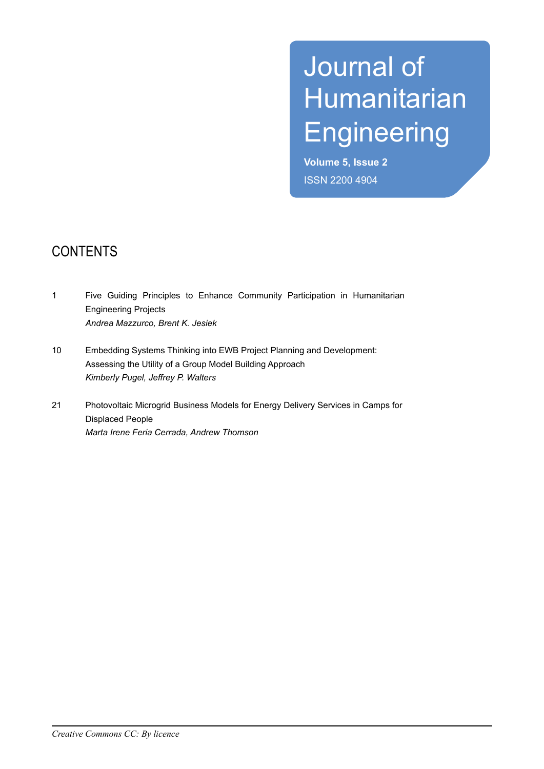# Journal of Humanitarian Engineering

**Volume 5, Issue 2**

ISSN 2200 4904

## CONTENTS

1 Five Guiding Principles to Enhance Community Participation in Humanitarian Engineering Projects
*Andrea Mazzurco, Brent K. Jesiek*

10 Embedding Systems Thinking into EWB Project Planning and Development: Assessing the Utility of a Group Model Building Approach
*Kimberly Pugel, Jeffrey P. Walters*

21 Photovoltaic Microgrid Business Models for Energy Delivery Services in Camps for Displaced People
*Marta Irene Feria Cerrada, Andrew Thomson*

*Creative Commons CC: By licence*